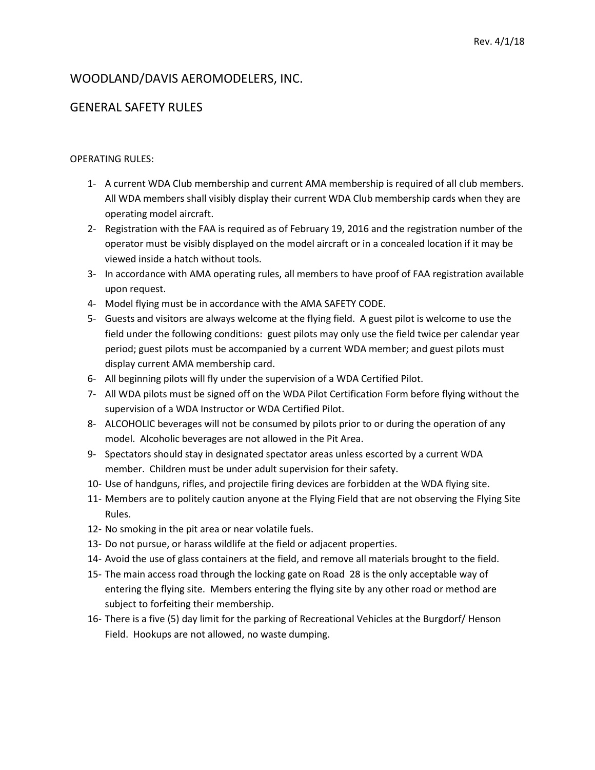Rev. 4/1/18

# WOODLAND/DAVIS AEROMODELERS, INC.

## GENERAL SAFETY RULES

OPERATING RULES:

1- A current WDA Club membership and current AMA membership is required of all club members. All WDA members shall visibly display their current WDA Club membership cards when they are operating model aircraft.

2- Registration with the FAA is required as of February 19, 2016 and the registration number of the operator must be visibly displayed on the model aircraft or in a concealed location if it may be viewed inside a hatch without tools.

3- In accordance with AMA operating rules, all members to have proof of FAA registration available upon request.

4- Model flying must be in accordance with the AMA SAFETY CODE.

5- Guests and visitors are always welcome at the flying field. A guest pilot is welcome to use the field under the following conditions: guest pilots may only use the field twice per calendar year period; guest pilots must be accompanied by a current WDA member; and guest pilots must display current AMA membership card.

6- All beginning pilots will fly under the supervision of a WDA Certified Pilot.

7- All WDA pilots must be signed off on the WDA Pilot Certification Form before flying without the supervision of a WDA Instructor or WDA Certified Pilot.

8- ALCOHOLIC beverages will not be consumed by pilots prior to or during the operation of any model. Alcoholic beverages are not allowed in the Pit Area.

9- Spectators should stay in designated spectator areas unless escorted by a current WDA member. Children must be under adult supervision for their safety.

10- Use of handguns, rifles, and projectile firing devices are forbidden at the WDA flying site.

11- Members are to politely caution anyone at the Flying Field that are not observing the Flying Site Rules.

12- No smoking in the pit area or near volatile fuels.

13- Do not pursue, or harass wildlife at the field or adjacent properties.

14- Avoid the use of glass containers at the field, and remove all materials brought to the field.

15- The main access road through the locking gate on Road 28 is the only acceptable way of entering the flying site. Members entering the flying site by any other road or method are subject to forfeiting their membership.

16- There is a five (5) day limit for the parking of Recreational Vehicles at the Burgdorf/ Henson Field. Hookups are not allowed, no waste dumping.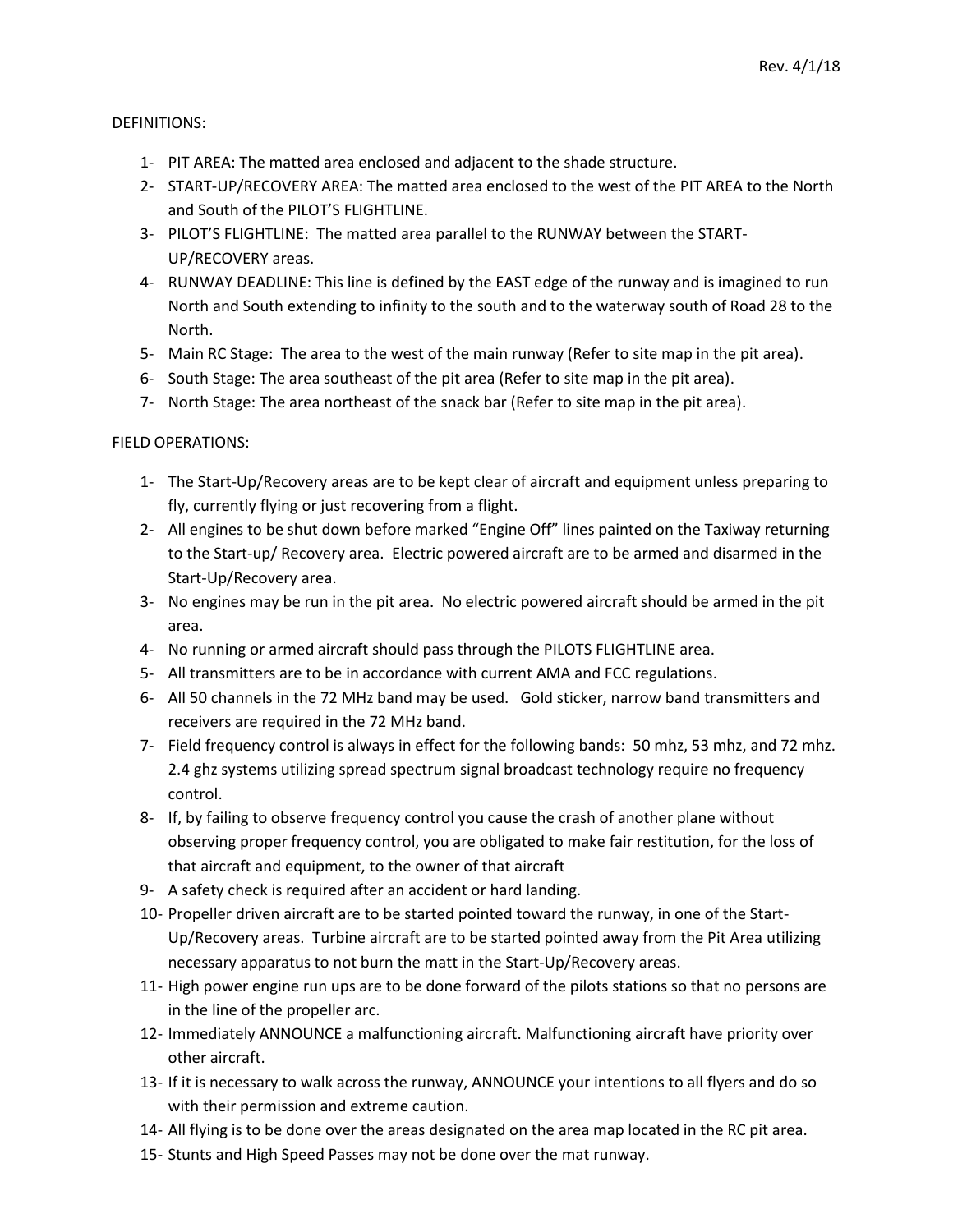Rev. 4/1/18

DEFINITIONS:

1- PIT AREA: The matted area enclosed and adjacent to the shade structure.
2- START-UP/RECOVERY AREA: The matted area enclosed to the west of the PIT AREA to the North and South of the PILOT'S FLIGHTLINE.
3- PILOT'S FLIGHTLINE: The matted area parallel to the RUNWAY between the START-UP/RECOVERY areas.
4- RUNWAY DEADLINE: This line is defined by the EAST edge of the runway and is imagined to run North and South extending to infinity to the south and to the waterway south of Road 28 to the North.
5- Main RC Stage: The area to the west of the main runway (Refer to site map in the pit area).
6- South Stage: The area southeast of the pit area (Refer to site map in the pit area).
7- North Stage: The area northeast of the snack bar (Refer to site map in the pit area).

FIELD OPERATIONS:

1- The Start-Up/Recovery areas are to be kept clear of aircraft and equipment unless preparing to fly, currently flying or just recovering from a flight.
2- All engines to be shut down before marked "Engine Off" lines painted on the Taxiway returning to the Start-up/ Recovery area. Electric powered aircraft are to be armed and disarmed in the Start-Up/Recovery area.
3- No engines may be run in the pit area. No electric powered aircraft should be armed in the pit area.
4- No running or armed aircraft should pass through the PILOTS FLIGHTLINE area.
5- All transmitters are to be in accordance with current AMA and FCC regulations.
6- All 50 channels in the 72 MHz band may be used. Gold sticker, narrow band transmitters and receivers are required in the 72 MHz band.
7- Field frequency control is always in effect for the following bands: 50 mhz, 53 mhz, and 72 mhz. 2.4 ghz systems utilizing spread spectrum signal broadcast technology require no frequency control.
8- If, by failing to observe frequency control you cause the crash of another plane without observing proper frequency control, you are obligated to make fair restitution, for the loss of that aircraft and equipment, to the owner of that aircraft
9- A safety check is required after an accident or hard landing.
10- Propeller driven aircraft are to be started pointed toward the runway, in one of the Start-Up/Recovery areas. Turbine aircraft are to be started pointed away from the Pit Area utilizing necessary apparatus to not burn the matt in the Start-Up/Recovery areas.
11- High power engine run ups are to be done forward of the pilots stations so that no persons are in the line of the propeller arc.
12- Immediately ANNOUNCE a malfunctioning aircraft. Malfunctioning aircraft have priority over other aircraft.
13- If it is necessary to walk across the runway, ANNOUNCE your intentions to all flyers and do so with their permission and extreme caution.
14- All flying is to be done over the areas designated on the area map located in the RC pit area.
15- Stunts and High Speed Passes may not be done over the mat runway.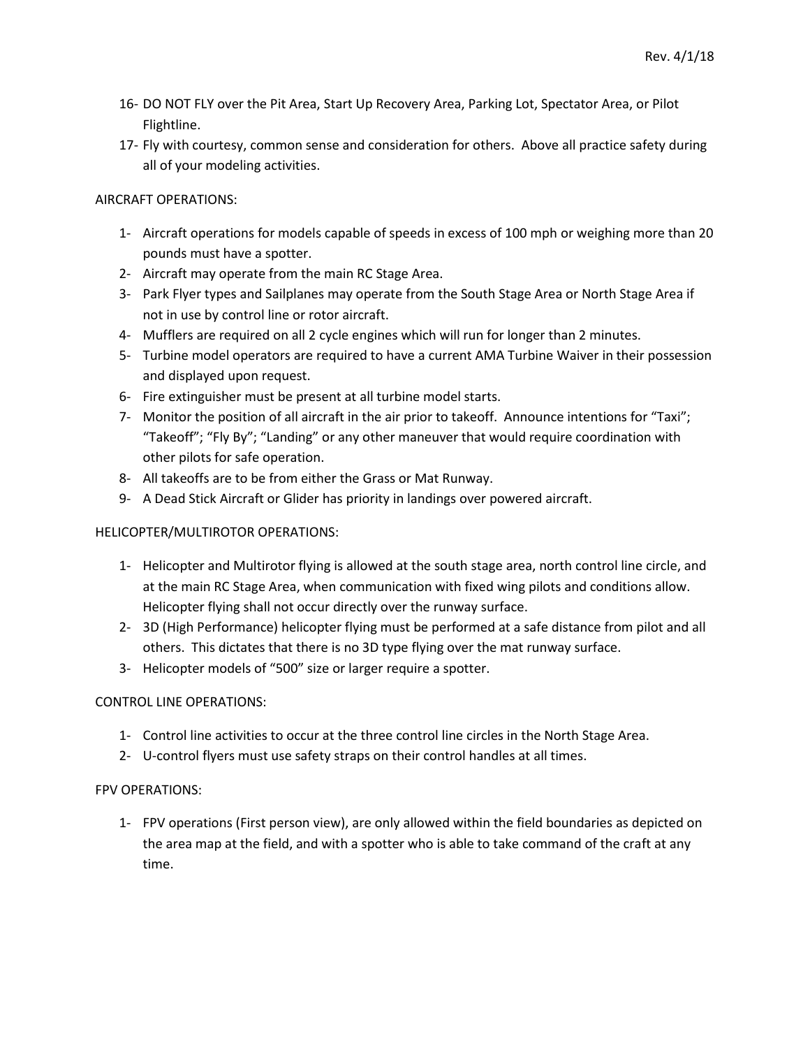16- DO NOT FLY over the Pit Area, Start Up Recovery Area, Parking Lot, Spectator Area, or Pilot Flightline.

17- Fly with courtesy, common sense and consideration for others. Above all practice safety during all of your modeling activities.

AIRCRAFT OPERATIONS:

1- Aircraft operations for models capable of speeds in excess of 100 mph or weighing more than 20 pounds must have a spotter.

2- Aircraft may operate from the main RC Stage Area.

3- Park Flyer types and Sailplanes may operate from the South Stage Area or North Stage Area if not in use by control line or rotor aircraft.

4- Mufflers are required on all 2 cycle engines which will run for longer than 2 minutes.

5- Turbine model operators are required to have a current AMA Turbine Waiver in their possession and displayed upon request.

6- Fire extinguisher must be present at all turbine model starts.

7- Monitor the position of all aircraft in the air prior to takeoff. Announce intentions for "Taxi"; "Takeoff"; "Fly By"; "Landing" or any other maneuver that would require coordination with other pilots for safe operation.

8- All takeoffs are to be from either the Grass or Mat Runway.

9- A Dead Stick Aircraft or Glider has priority in landings over powered aircraft.

HELICOPTER/MULTIROTOR OPERATIONS:

1- Helicopter and Multirotor flying is allowed at the south stage area, north control line circle, and at the main RC Stage Area, when communication with fixed wing pilots and conditions allow. Helicopter flying shall not occur directly over the runway surface.

2- 3D (High Performance) helicopter flying must be performed at a safe distance from pilot and all others. This dictates that there is no 3D type flying over the mat runway surface.

3- Helicopter models of "500" size or larger require a spotter.

CONTROL LINE OPERATIONS:

1- Control line activities to occur at the three control line circles in the North Stage Area.

2- U-control flyers must use safety straps on their control handles at all times.

FPV OPERATIONS:

1- FPV operations (First person view), are only allowed within the field boundaries as depicted on the area map at the field, and with a spotter who is able to take command of the craft at any time.